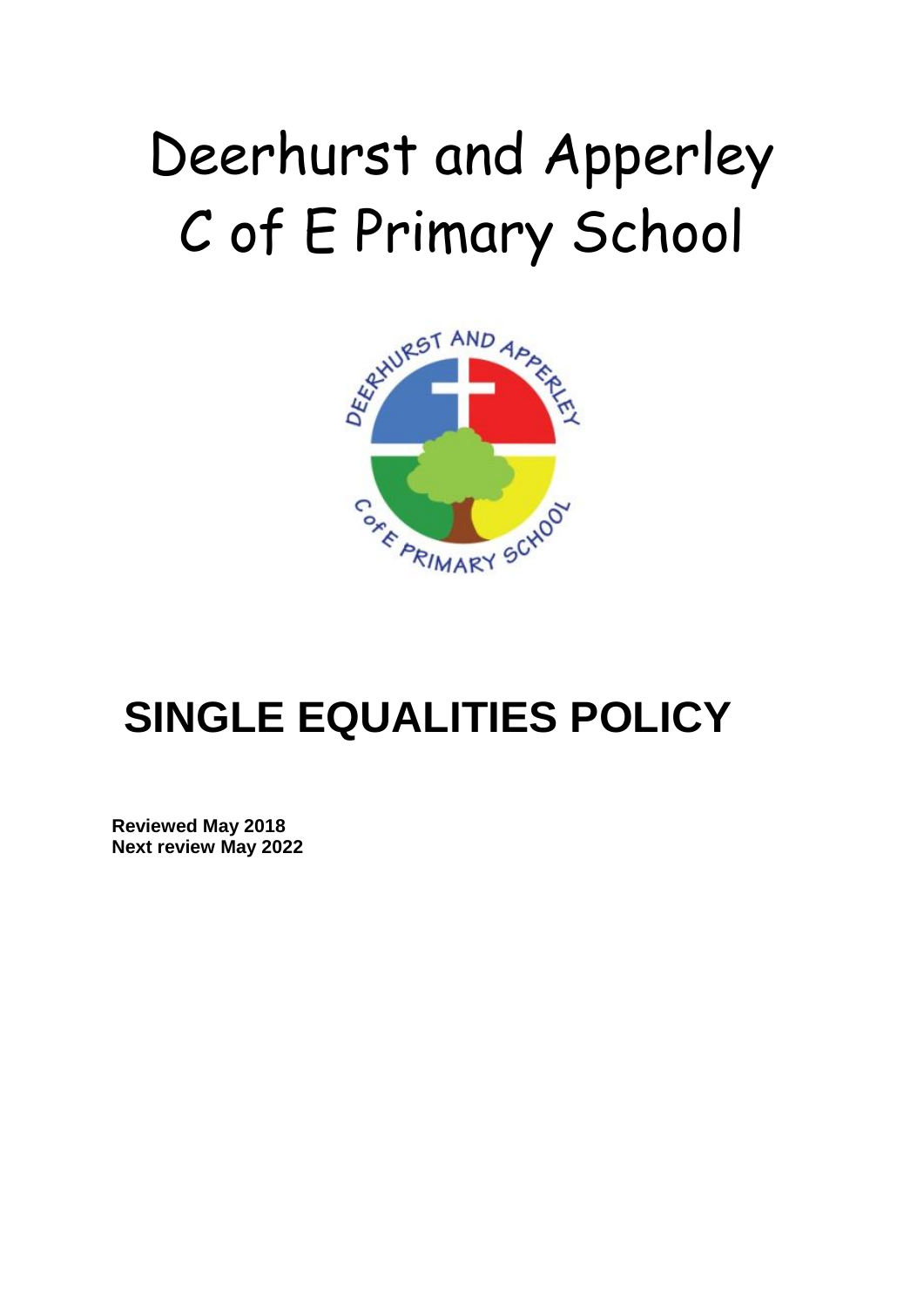# Deerhurst and Apperley C of E Primary School

# SINGLE EQUALITIES POLICY

**Reviewed May 2018**
**Next review May 2022**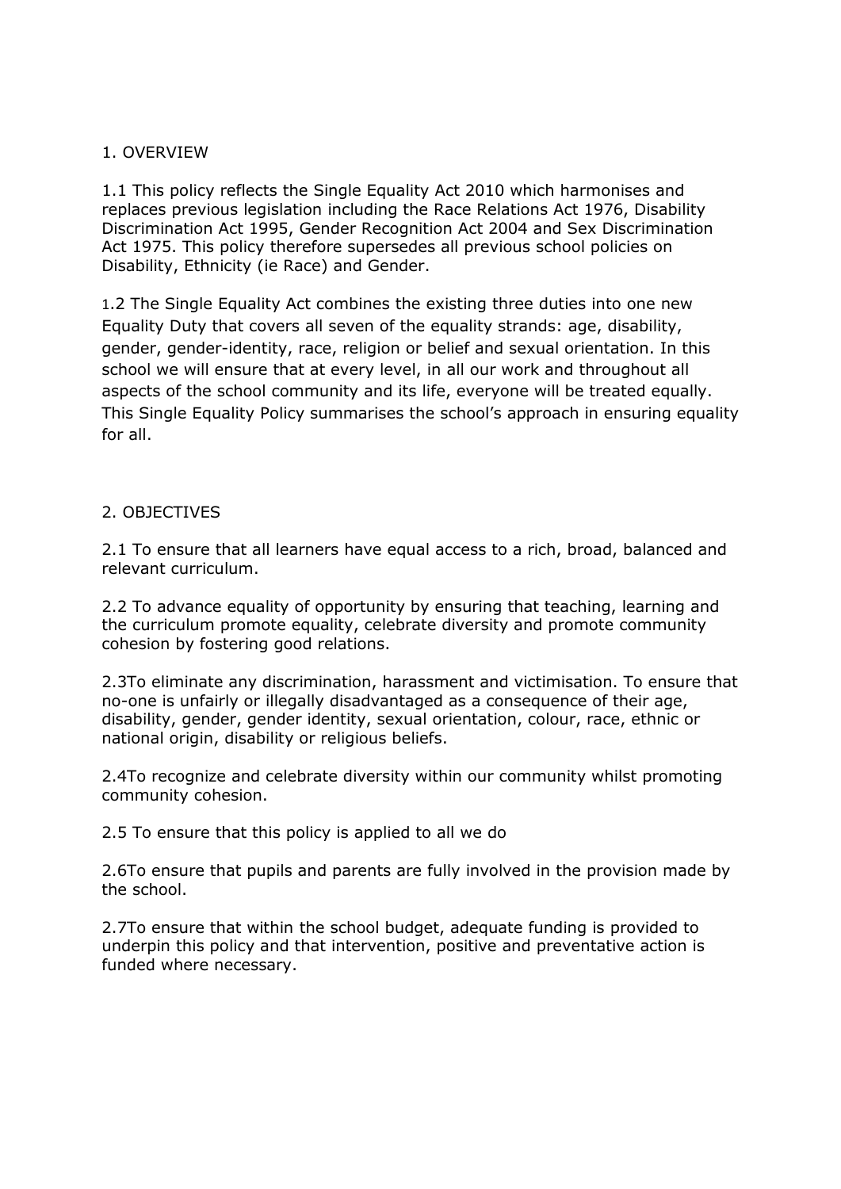## 1. OVERVIEW

1.1 This policy reflects the Single Equality Act 2010 which harmonises and replaces previous legislation including the Race Relations Act 1976, Disability Discrimination Act 1995, Gender Recognition Act 2004 and Sex Discrimination Act 1975. This policy therefore supersedes all previous school policies on Disability, Ethnicity (ie Race) and Gender.

1.2 The Single Equality Act combines the existing three duties into one new Equality Duty that covers all seven of the equality strands: age, disability, gender, gender-identity, race, religion or belief and sexual orientation. In this school we will ensure that at every level, in all our work and throughout all aspects of the school community and its life, everyone will be treated equally. This Single Equality Policy summarises the school's approach in ensuring equality for all.

## 2. OBJECTIVES

2.1 To ensure that all learners have equal access to a rich, broad, balanced and relevant curriculum.

2.2 To advance equality of opportunity by ensuring that teaching, learning and the curriculum promote equality, celebrate diversity and promote community cohesion by fostering good relations.

2.3To eliminate any discrimination, harassment and victimisation. To ensure that no-one is unfairly or illegally disadvantaged as a consequence of their age, disability, gender, gender identity, sexual orientation, colour, race, ethnic or national origin, disability or religious beliefs.

2.4To recognize and celebrate diversity within our community whilst promoting community cohesion.

2.5 To ensure that this policy is applied to all we do

2.6To ensure that pupils and parents are fully involved in the provision made by the school.

2.7To ensure that within the school budget, adequate funding is provided to underpin this policy and that intervention, positive and preventative action is funded where necessary.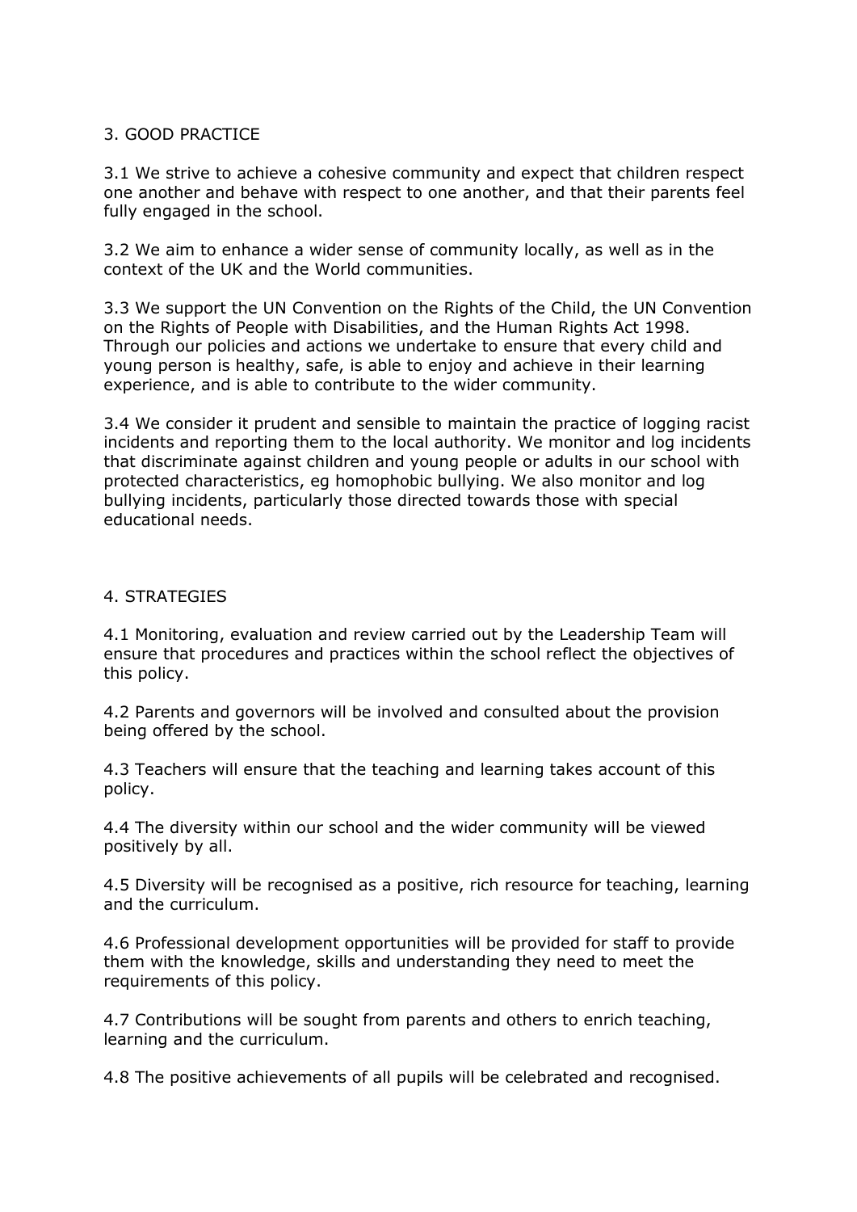## 3. GOOD PRACTICE

3.1 We strive to achieve a cohesive community and expect that children respect one another and behave with respect to one another, and that their parents feel fully engaged in the school.

3.2 We aim to enhance a wider sense of community locally, as well as in the context of the UK and the World communities.

3.3 We support the UN Convention on the Rights of the Child, the UN Convention on the Rights of People with Disabilities, and the Human Rights Act 1998. Through our policies and actions we undertake to ensure that every child and young person is healthy, safe, is able to enjoy and achieve in their learning experience, and is able to contribute to the wider community.

3.4 We consider it prudent and sensible to maintain the practice of logging racist incidents and reporting them to the local authority. We monitor and log incidents that discriminate against children and young people or adults in our school with protected characteristics, eg homophobic bullying. We also monitor and log bullying incidents, particularly those directed towards those with special educational needs.

## 4. STRATEGIES

4.1 Monitoring, evaluation and review carried out by the Leadership Team will ensure that procedures and practices within the school reflect the objectives of this policy.

4.2 Parents and governors will be involved and consulted about the provision being offered by the school.

4.3 Teachers will ensure that the teaching and learning takes account of this policy.

4.4 The diversity within our school and the wider community will be viewed positively by all.

4.5 Diversity will be recognised as a positive, rich resource for teaching, learning and the curriculum.

4.6 Professional development opportunities will be provided for staff to provide them with the knowledge, skills and understanding they need to meet the requirements of this policy.

4.7 Contributions will be sought from parents and others to enrich teaching, learning and the curriculum.

4.8 The positive achievements of all pupils will be celebrated and recognised.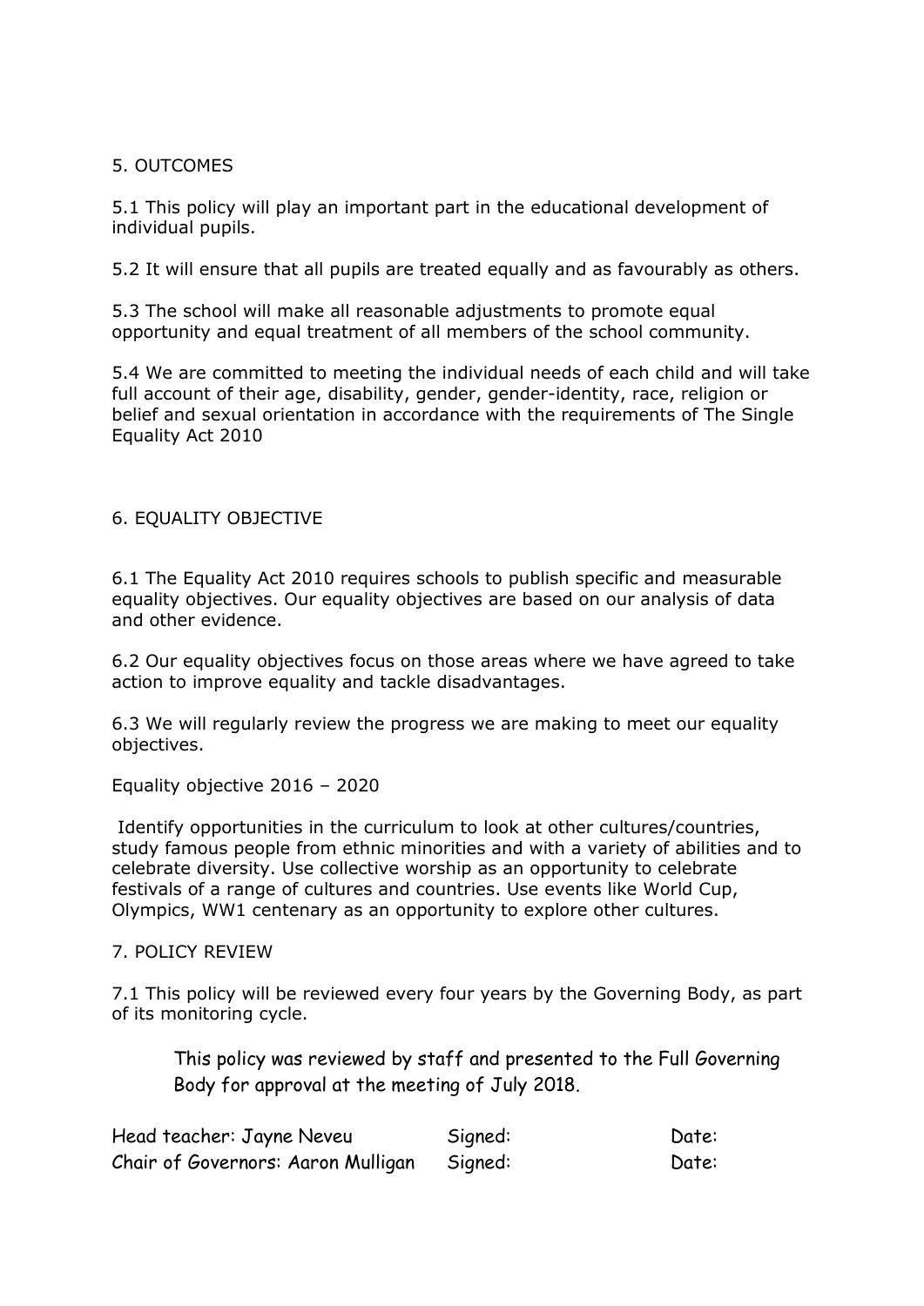## 5. OUTCOMES

5.1 This policy will play an important part in the educational development of individual pupils.

5.2 It will ensure that all pupils are treated equally and as favourably as others.

5.3 The school will make all reasonable adjustments to promote equal opportunity and equal treatment of all members of the school community.

5.4 We are committed to meeting the individual needs of each child and will take full account of their age, disability, gender, gender-identity, race, religion or belief and sexual orientation in accordance with the requirements of The Single Equality Act 2010

## 6. EQUALITY OBJECTIVE

6.1 The Equality Act 2010 requires schools to publish specific and measurable equality objectives. Our equality objectives are based on our analysis of data and other evidence.

6.2 Our equality objectives focus on those areas where we have agreed to take action to improve equality and tackle disadvantages.

6.3 We will regularly review the progress we are making to meet our equality objectives.

Equality objective 2016 – 2020

Identify opportunities in the curriculum to look at other cultures/countries, study famous people from ethnic minorities and with a variety of abilities and to celebrate diversity. Use collective worship as an opportunity to celebrate festivals of a range of cultures and countries. Use events like World Cup, Olympics, WW1 centenary as an opportunity to explore other cultures.

## 7. POLICY REVIEW

7.1 This policy will be reviewed every four years by the Governing Body, as part of its monitoring cycle.

This policy was reviewed by staff and presented to the Full Governing Body for approval at the meeting of July 2018.

| | | |
|---|---|---|
| Head teacher: Jayne Neveu | Signed: | Date: |
| Chair of Governors: Aaron Mulligan | Signed: | Date: |